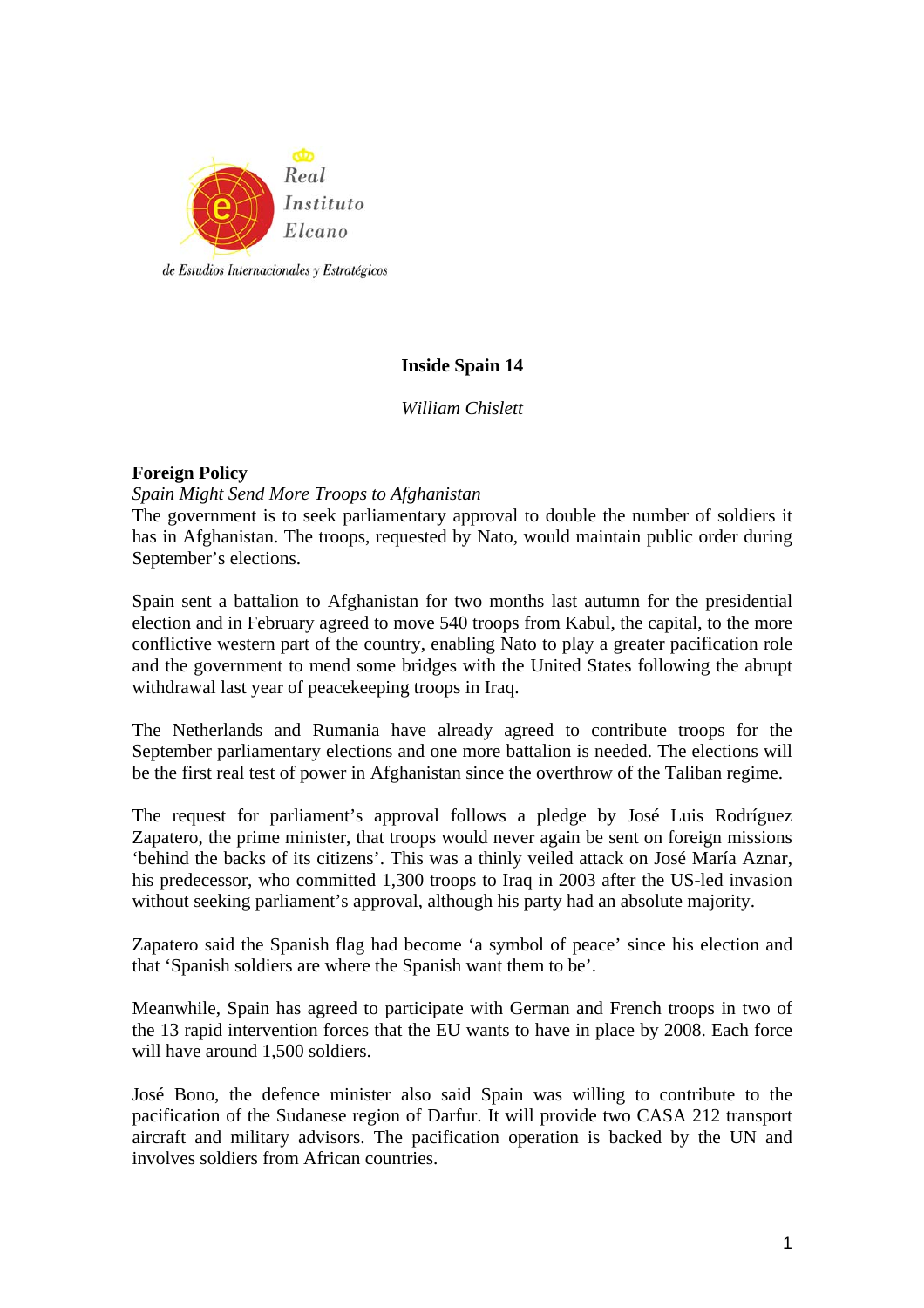Real Instituto Elcano de Estudios Internacionales y Estratégicos

# Inside Spain 14

*William Chislett*

## Foreign Policy

### *Spain Might Send More Troops to Afghanistan*

The government is to seek parliamentary approval to double the number of soldiers it has in Afghanistan. The troops, requested by Nato, would maintain public order during September's elections.

Spain sent a battalion to Afghanistan for two months last autumn for the presidential election and in February agreed to move 540 troops from Kabul, the capital, to the more conflictive western part of the country, enabling Nato to play a greater pacification role and the government to mend some bridges with the United States following the abrupt withdrawal last year of peacekeeping troops in Iraq.

The Netherlands and Rumania have already agreed to contribute troops for the September parliamentary elections and one more battalion is needed. The elections will be the first real test of power in Afghanistan since the overthrow of the Taliban regime.

The request for parliament's approval follows a pledge by José Luis Rodríguez Zapatero, the prime minister, that troops would never again be sent on foreign missions 'behind the backs of its citizens'. This was a thinly veiled attack on José María Aznar, his predecessor, who committed 1,300 troops to Iraq in 2003 after the US-led invasion without seeking parliament's approval, although his party had an absolute majority.

Zapatero said the Spanish flag had become 'a symbol of peace' since his election and that 'Spanish soldiers are where the Spanish want them to be'.

Meanwhile, Spain has agreed to participate with German and French troops in two of the 13 rapid intervention forces that the EU wants to have in place by 2008. Each force will have around 1,500 soldiers.

José Bono, the defence minister also said Spain was willing to contribute to the pacification of the Sudanese region of Darfur. It will provide two CASA 212 transport aircraft and military advisors. The pacification operation is backed by the UN and involves soldiers from African countries.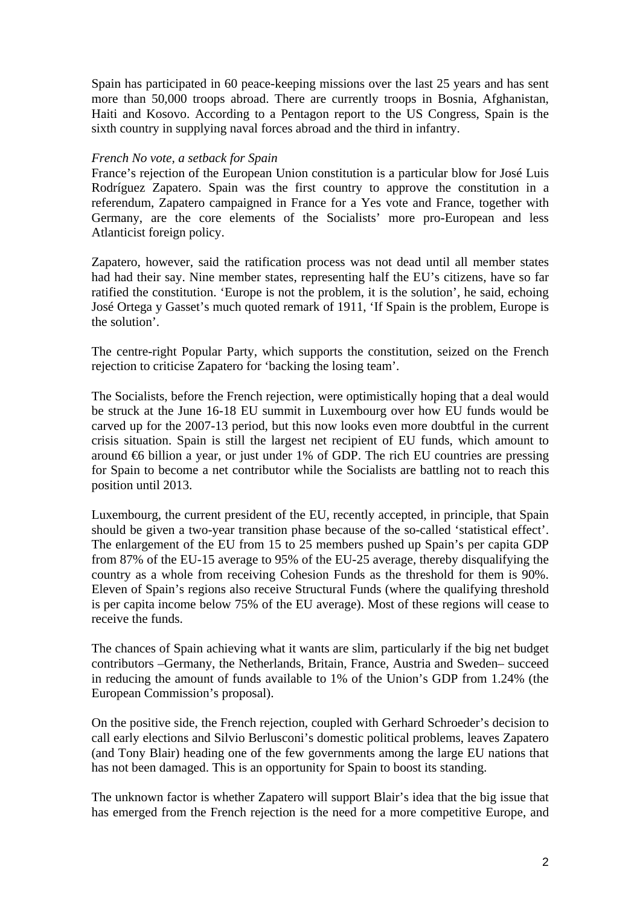Spain has participated in 60 peace-keeping missions over the last 25 years and has sent more than 50,000 troops abroad. There are currently troops in Bosnia, Afghanistan, Haiti and Kosovo. According to a Pentagon report to the US Congress, Spain is the sixth country in supplying naval forces abroad and the third in infantry.

*French No vote, a setback for Spain*

France's rejection of the European Union constitution is a particular blow for José Luis Rodríguez Zapatero. Spain was the first country to approve the constitution in a referendum, Zapatero campaigned in France for a Yes vote and France, together with Germany, are the core elements of the Socialists' more pro-European and less Atlanticist foreign policy.

Zapatero, however, said the ratification process was not dead until all member states had had their say. Nine member states, representing half the EU's citizens, have so far ratified the constitution. 'Europe is not the problem, it is the solution', he said, echoing José Ortega y Gasset's much quoted remark of 1911, 'If Spain is the problem, Europe is the solution'.

The centre-right Popular Party, which supports the constitution, seized on the French rejection to criticise Zapatero for 'backing the losing team'.

The Socialists, before the French rejection, were optimistically hoping that a deal would be struck at the June 16-18 EU summit in Luxembourg over how EU funds would be carved up for the 2007-13 period, but this now looks even more doubtful in the current crisis situation. Spain is still the largest net recipient of EU funds, which amount to around €6 billion a year, or just under 1% of GDP. The rich EU countries are pressing for Spain to become a net contributor while the Socialists are battling not to reach this position until 2013.

Luxembourg, the current president of the EU, recently accepted, in principle, that Spain should be given a two-year transition phase because of the so-called 'statistical effect'. The enlargement of the EU from 15 to 25 members pushed up Spain's per capita GDP from 87% of the EU-15 average to 95% of the EU-25 average, thereby disqualifying the country as a whole from receiving Cohesion Funds as the threshold for them is 90%. Eleven of Spain's regions also receive Structural Funds (where the qualifying threshold is per capita income below 75% of the EU average). Most of these regions will cease to receive the funds.

The chances of Spain achieving what it wants are slim, particularly if the big net budget contributors –Germany, the Netherlands, Britain, France, Austria and Sweden– succeed in reducing the amount of funds available to 1% of the Union's GDP from 1.24% (the European Commission's proposal).

On the positive side, the French rejection, coupled with Gerhard Schroeder's decision to call early elections and Silvio Berlusconi's domestic political problems, leaves Zapatero (and Tony Blair) heading one of the few governments among the large EU nations that has not been damaged. This is an opportunity for Spain to boost its standing.

The unknown factor is whether Zapatero will support Blair's idea that the big issue that has emerged from the French rejection is the need for a more competitive Europe, and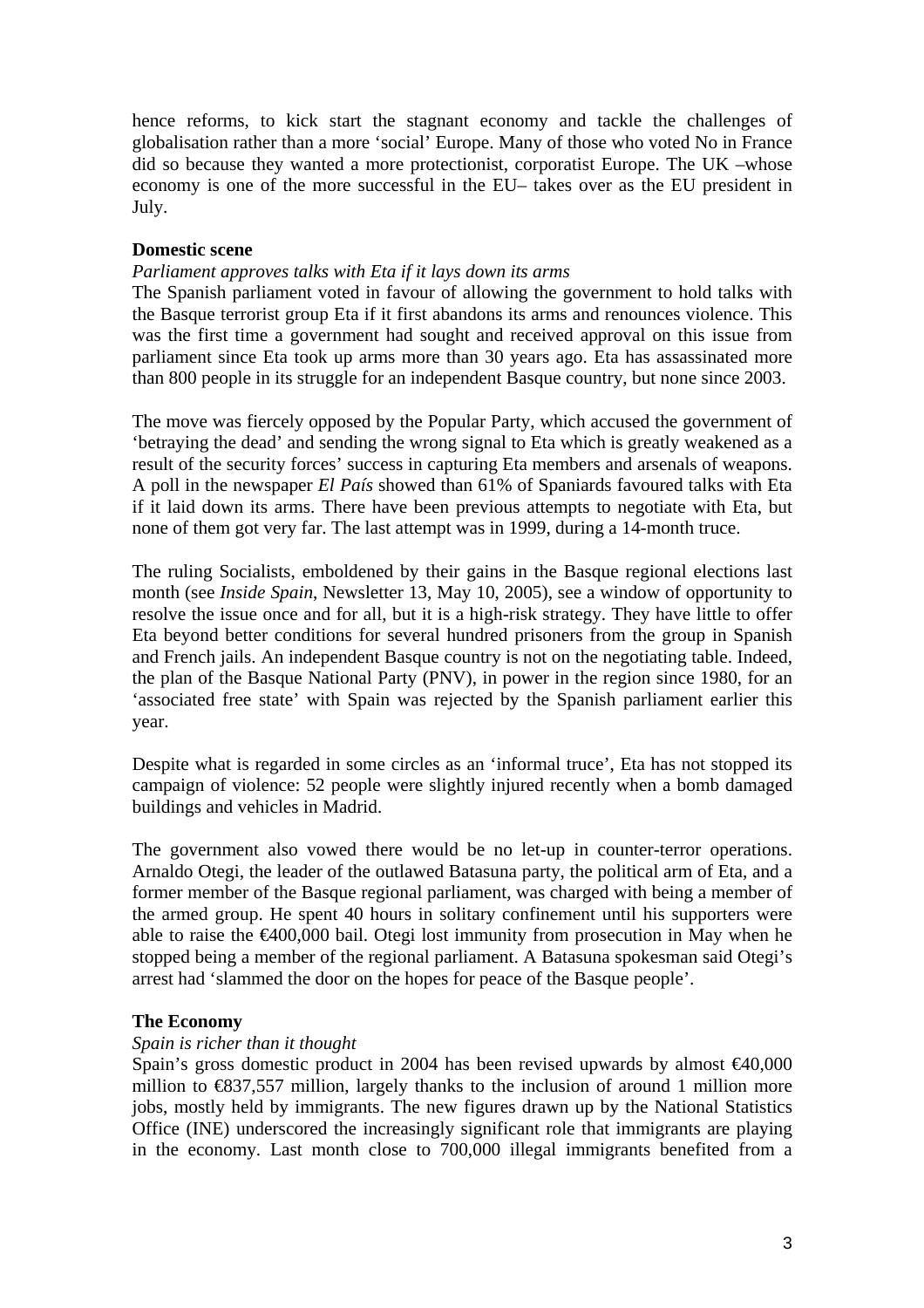hence reforms, to kick start the stagnant economy and tackle the challenges of globalisation rather than a more 'social' Europe. Many of those who voted No in France did so because they wanted a more protectionist, corporatist Europe. The UK –whose economy is one of the more successful in the EU– takes over as the EU president in July.

**Domestic scene**

*Parliament approves talks with Eta if it lays down its arms*

The Spanish parliament voted in favour of allowing the government to hold talks with the Basque terrorist group Eta if it first abandons its arms and renounces violence. This was the first time a government had sought and received approval on this issue from parliament since Eta took up arms more than 30 years ago. Eta has assassinated more than 800 people in its struggle for an independent Basque country, but none since 2003.

The move was fiercely opposed by the Popular Party, which accused the government of 'betraying the dead' and sending the wrong signal to Eta which is greatly weakened as a result of the security forces' success in capturing Eta members and arsenals of weapons. A poll in the newspaper *El País* showed than 61% of Spaniards favoured talks with Eta if it laid down its arms. There have been previous attempts to negotiate with Eta, but none of them got very far. The last attempt was in 1999, during a 14-month truce.

The ruling Socialists, emboldened by their gains in the Basque regional elections last month (see *Inside Spain*, Newsletter 13, May 10, 2005), see a window of opportunity to resolve the issue once and for all, but it is a high-risk strategy. They have little to offer Eta beyond better conditions for several hundred prisoners from the group in Spanish and French jails. An independent Basque country is not on the negotiating table. Indeed, the plan of the Basque National Party (PNV), in power in the region since 1980, for an 'associated free state' with Spain was rejected by the Spanish parliament earlier this year.

Despite what is regarded in some circles as an 'informal truce', Eta has not stopped its campaign of violence: 52 people were slightly injured recently when a bomb damaged buildings and vehicles in Madrid.

The government also vowed there would be no let-up in counter-terror operations. Arnaldo Otegi, the leader of the outlawed Batasuna party, the political arm of Eta, and a former member of the Basque regional parliament, was charged with being a member of the armed group. He spent 40 hours in solitary confinement until his supporters were able to raise the €400,000 bail. Otegi lost immunity from prosecution in May when he stopped being a member of the regional parliament. A Batasuna spokesman said Otegi's arrest had 'slammed the door on the hopes for peace of the Basque people'.

**The Economy**

*Spain is richer than it thought*

Spain's gross domestic product in 2004 has been revised upwards by almost €40,000 million to €837,557 million, largely thanks to the inclusion of around 1 million more jobs, mostly held by immigrants. The new figures drawn up by the National Statistics Office (INE) underscored the increasingly significant role that immigrants are playing in the economy. Last month close to 700,000 illegal immigrants benefited from a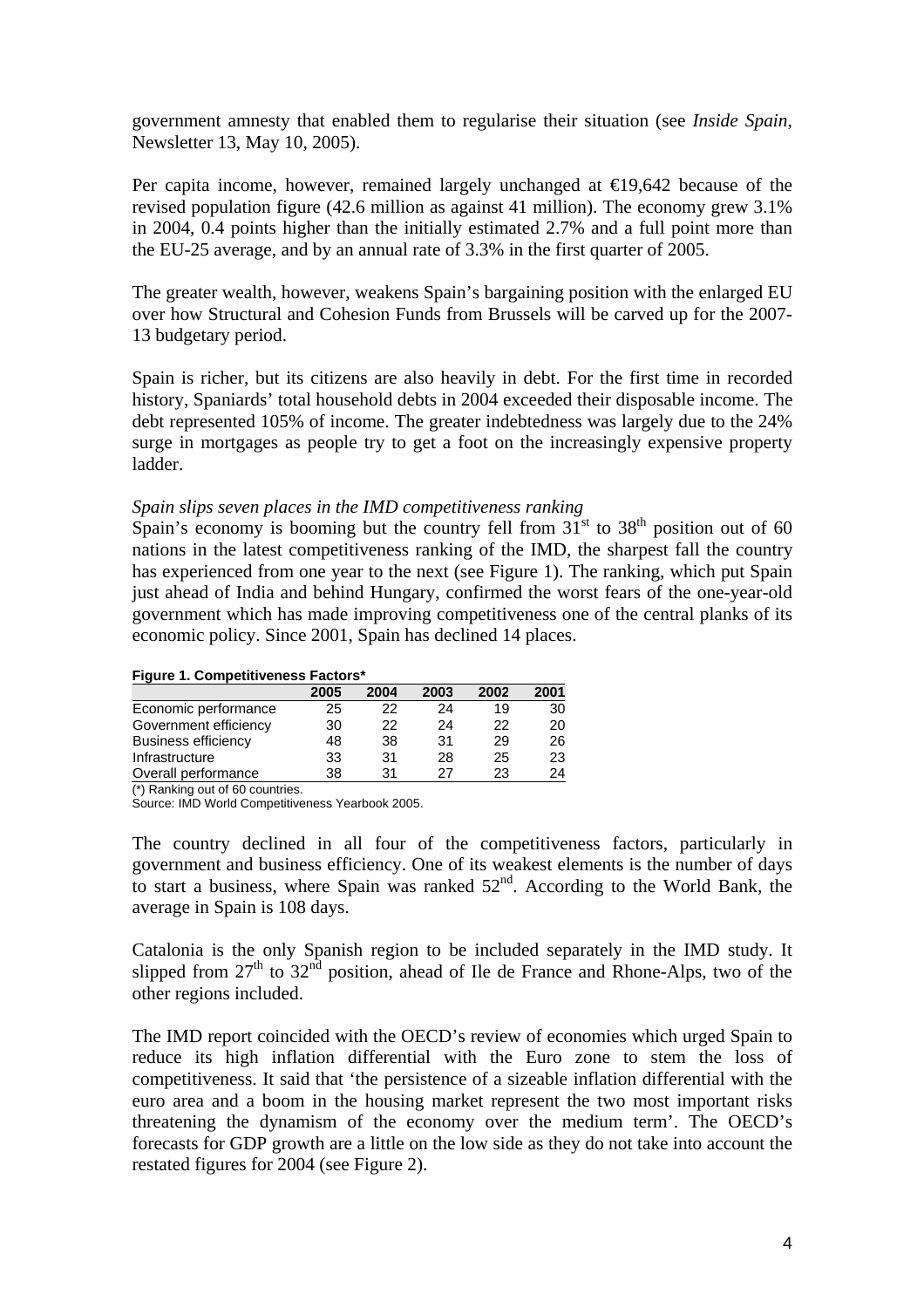government amnesty that enabled them to regularise their situation (see *Inside Spain*, Newsletter 13, May 10, 2005).

Per capita income, however, remained largely unchanged at €19,642 because of the revised population figure (42.6 million as against 41 million). The economy grew 3.1% in 2004, 0.4 points higher than the initially estimated 2.7% and a full point more than the EU-25 average, and by an annual rate of 3.3% in the first quarter of 2005.

The greater wealth, however, weakens Spain's bargaining position with the enlarged EU over how Structural and Cohesion Funds from Brussels will be carved up for the 2007-13 budgetary period.

Spain is richer, but its citizens are also heavily in debt. For the first time in recorded history, Spaniards' total household debts in 2004 exceeded their disposable income. The debt represented 105% of income. The greater indebtedness was largely due to the 24% surge in mortgages as people try to get a foot on the increasingly expensive property ladder.

*Spain slips seven places in the IMD competitiveness ranking*

Spain's economy is booming but the country fell from 31st to 38th position out of 60 nations in the latest competitiveness ranking of the IMD, the sharpest fall the country has experienced from one year to the next (see Figure 1). The ranking, which put Spain just ahead of India and behind Hungary, confirmed the worst fears of the one-year-old government which has made improving competitiveness one of the central planks of its economic policy. Since 2001, Spain has declined 14 places.

**Figure 1. Competitiveness Factors***

| | 2005 | 2004 | 2003 | 2002 | 2001 |
|---|---|---|---|---|---|
| Economic performance | 25 | 22 | 24 | 19 | 30 |
| Government efficiency | 30 | 22 | 24 | 22 | 20 |
| Business efficiency | 48 | 38 | 31 | 29 | 26 |
| Infrastructure | 33 | 31 | 28 | 25 | 23 |
| Overall performance | 38 | 31 | 27 | 23 | 24 |

(*) Ranking out of 60 countries.
Source: IMD World Competitiveness Yearbook 2005.

The country declined in all four of the competitiveness factors, particularly in government and business efficiency. One of its weakest elements is the number of days to start a business, where Spain was ranked 52nd. According to the World Bank, the average in Spain is 108 days.

Catalonia is the only Spanish region to be included separately in the IMD study. It slipped from 27th to 32nd position, ahead of Ile de France and Rhone-Alps, two of the other regions included.

The IMD report coincided with the OECD's review of economies which urged Spain to reduce its high inflation differential with the Euro zone to stem the loss of competitiveness. It said that 'the persistence of a sizeable inflation differential with the euro area and a boom in the housing market represent the two most important risks threatening the dynamism of the economy over the medium term'. The OECD's forecasts for GDP growth are a little on the low side as they do not take into account the restated figures for 2004 (see Figure 2).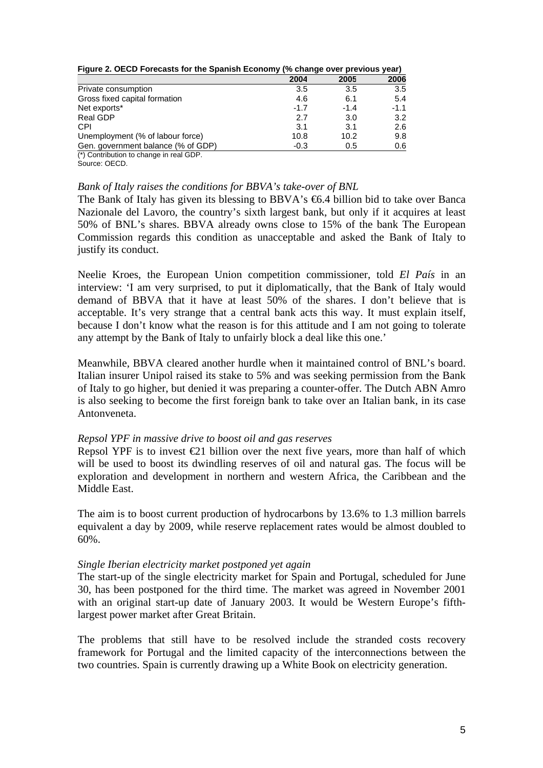**Figure 2. OECD Forecasts for the Spanish Economy (% change over previous year)**

| | 2004 | 2005 | 2006 |
|---|---|---|---|
| Private consumption | 3.5 | 3.5 | 3.5 |
| Gross fixed capital formation | 4.6 | 6.1 | 5.4 |
| Net exports* | -1.7 | -1.4 | -1.1 |
| Real GDP | 2.7 | 3.0 | 3.2 |
| CPI | 3.1 | 3.1 | 2.6 |
| Unemployment (% of labour force) | 10.8 | 10.2 | 9.8 |
| Gen. government balance (% of GDP) | -0.3 | 0.5 | 0.6 |

(*) Contribution to change in real GDP.
Source: OECD.

*Bank of Italy raises the conditions for BBVA's take-over of BNL*

The Bank of Italy has given its blessing to BBVA's €6.4 billion bid to take over Banca Nazionale del Lavoro, the country's sixth largest bank, but only if it acquires at least 50% of BNL's shares. BBVA already owns close to 15% of the bank The European Commission regards this condition as unacceptable and asked the Bank of Italy to justify its conduct.

Neelie Kroes, the European Union competition commissioner, told *El País* in an interview: 'I am very surprised, to put it diplomatically, that the Bank of Italy would demand of BBVA that it have at least 50% of the shares. I don't believe that is acceptable. It's very strange that a central bank acts this way. It must explain itself, because I don't know what the reason is for this attitude and I am not going to tolerate any attempt by the Bank of Italy to unfairly block a deal like this one.'

Meanwhile, BBVA cleared another hurdle when it maintained control of BNL's board. Italian insurer Unipol raised its stake to 5% and was seeking permission from the Bank of Italy to go higher, but denied it was preparing a counter-offer. The Dutch ABN Amro is also seeking to become the first foreign bank to take over an Italian bank, in its case Antonveneta.

*Repsol YPF in massive drive to boost oil and gas reserves*

Repsol YPF is to invest €21 billion over the next five years, more than half of which will be used to boost its dwindling reserves of oil and natural gas. The focus will be exploration and development in northern and western Africa, the Caribbean and the Middle East.

The aim is to boost current production of hydrocarbons by 13.6% to 1.3 million barrels equivalent a day by 2009, while reserve replacement rates would be almost doubled to 60%.

*Single Iberian electricity market postponed yet again*

The start-up of the single electricity market for Spain and Portugal, scheduled for June 30, has been postponed for the third time. The market was agreed in November 2001 with an original start-up date of January 2003. It would be Western Europe's fifth-largest power market after Great Britain.

The problems that still have to be resolved include the stranded costs recovery framework for Portugal and the limited capacity of the interconnections between the two countries. Spain is currently drawing up a White Book on electricity generation.